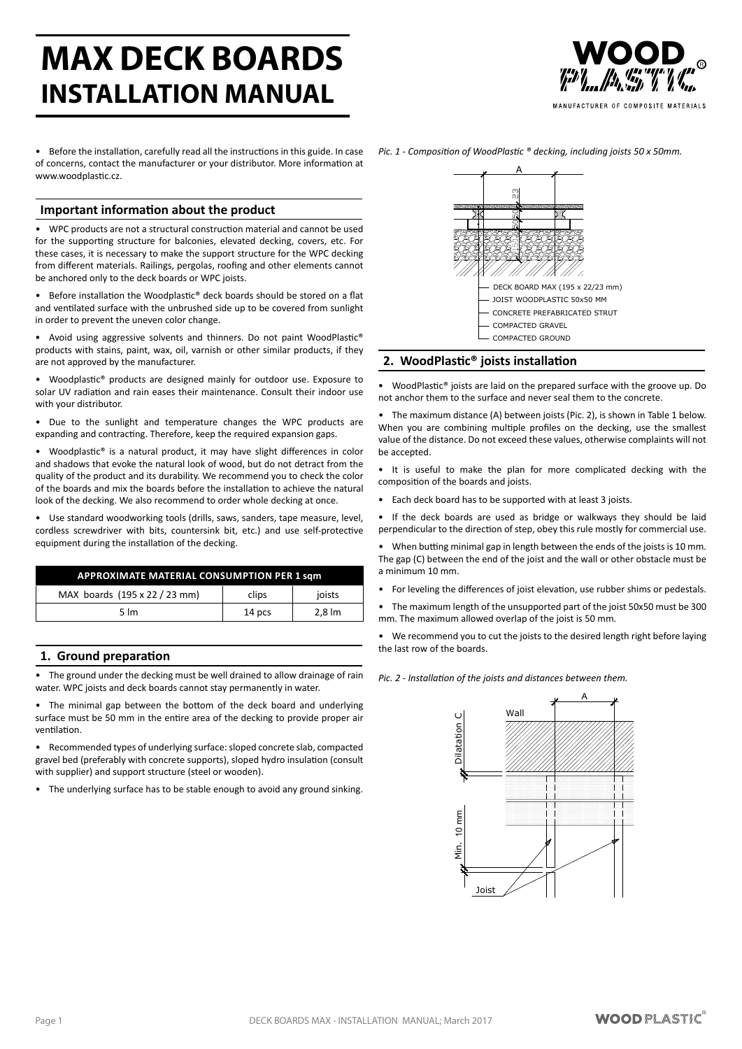# MAX DECK BOARDS
## INSTALLATION MANUAL

- Before the installation, carefully read all the instructions in this guide. In case of concerns, contact the manufacturer or your distributor. More information at www.woodplastic.cz.

### Important information about the product

- WPC products are not a structural construction material and cannot be used for the supporting structure for balconies, elevated decking, covers, etc. For these cases, it is necessary to make the support structure for the WPC decking from different materials. Railings, pergolas, roofing and other elements cannot be anchored only to the deck boards or WPC joists.
- Before installation the Woodplastic® deck boards should be stored on a flat and ventilated surface with the unbrushed side up to be covered from sunlight in order to prevent the uneven color change.
- Avoid using aggressive solvents and thinners. Do not paint WoodPlastic® products with stains, paint, wax, oil, varnish or other similar products, if they are not approved by the manufacturer.
- Woodplastic® products are designed mainly for outdoor use. Exposure to solar UV radiation and rain eases their maintenance. Consult their indoor use with your distributor.
- Due to the sunlight and temperature changes the WPC products are expanding and contracting. Therefore, keep the required expansion gaps.
- Woodplastic® is a natural product, it may have slight differences in color and shadows that evoke the natural look of wood, but do not detract from the quality of the product and its durability. We recommend you to check the color of the boards and mix the boards before the installation to achieve the natural look of the decking. We also recommend to order whole decking at once.
- Use standard woodworking tools (drills, saws, sanders, tape measure, level, cordless screwdriver with bits, countersink bit, etc.) and use self-protective equipment during the installation of the decking.

| APPROXIMATE MATERIAL CONSUMPTION PER 1 sqm | | |
|---|---|---|
| MAX boards (195 x 22 / 23 mm) | clips | joists |
| 5 lm | 14 pcs | 2,8 lm |

### 1. Ground preparation

- The ground under the decking must be well drained to allow drainage of rain water. WPC joists and deck boards cannot stay permanently in water.
- The minimal gap between the bottom of the deck board and underlying surface must be 50 mm in the entire area of the decking to provide proper air ventilation.
- Recommended types of underlying surface: sloped concrete slab, compacted gravel bed (preferably with concrete supports), sloped hydro insulation (consult with supplier) and support structure (steel or wooden).
- The underlying surface has to be stable enough to avoid any ground sinking.

*Pic. 1 - Composition of WoodPlastic ® decking, including joists 50 x 50mm.*

- DECK BOARD MAX (195 x 22/23 mm)
- JOIST WOODPLASTIC 50x50 MM
- CONCRETE PREFABRICATED STRUT
- COMPACTED GRAVEL
- COMPACTED GROUND

### 2. WoodPlastic® joists installation

- WoodPlastic® joists are laid on the prepared surface with the groove up. Do not anchor them to the surface and never seal them to the concrete.
- The maximum distance (A) between joists (Pic. 2), is shown in Table 1 below. When you are combining multiple profiles on the decking, use the smallest value of the distance. Do not exceed these values, otherwise complaints will not be accepted.
- It is useful to make the plan for more complicated decking with the composition of the boards and joists.
- Each deck board has to be supported with at least 3 joists.
- If the deck boards are used as bridge or walkways they should be laid perpendicular to the direction of step, obey this rule mostly for commercial use.
- When butting minimal gap in length between the ends of the joists is 10 mm. The gap (C) between the end of the joist and the wall or other obstacle must be a minimum 10 mm.
- For leveling the differences of joist elevation, use rubber shims or pedestals.
- The maximum length of the unsupported part of the joist 50x50 must be 300 mm. The maximum allowed overlap of the joist is 50 mm.
- We recommend you to cut the joists to the desired length right before laying the last row of the boards.

*Pic. 2 - Installation of the joists and distances between them.*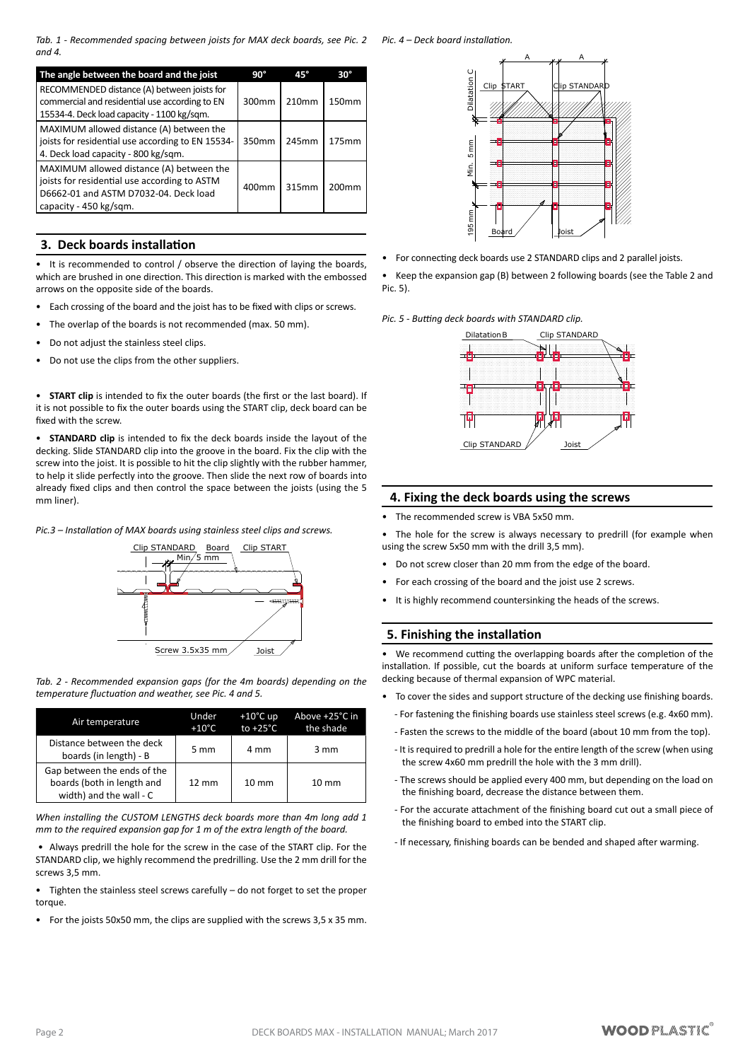*Tab. 1 - Recommended spacing between joists for MAX deck boards, see Pic. 2 and 4.*

| The angle between the board and the joist | 90° | 45° | 30° |
|---|---|---|---|
| RECOMMENDED distance (A) between joists for commercial and residential use according to EN 15534-4. Deck load capacity - 1100 kg/sqm. | 300mm | 210mm | 150mm |
| MAXIMUM allowed distance (A) between the joists for residential use according to EN 15534-4. Deck load capacity - 800 kg/sqm. | 350mm | 245mm | 175mm |
| MAXIMUM allowed distance (A) between the joists for residential use according to ASTM D6662-01 and ASTM D7032-04. Deck load capacity - 450 kg/sqm. | 400mm | 315mm | 200mm |

## 3. Deck boards installation

- It is recommended to control / observe the direction of laying the boards, which are brushed in one direction. This direction is marked with the embossed arrows on the opposite side of the boards.
- Each crossing of the board and the joist has to be fixed with clips or screws.
- The overlap of the boards is not recommended (max. 50 mm).
- Do not adjust the stainless steel clips.
- Do not use the clips from the other suppliers.

- **START clip** is intended to fix the outer boards (the first or the last board). If it is not possible to fix the outer boards using the START clip, deck board can be fixed with the screw.

- **STANDARD clip** is intended to fix the deck boards inside the layout of the decking. Slide STANDARD clip into the groove in the board. Fix the clip with the screw into the joist. It is possible to hit the clip slightly with the rubber hammer, to help it slide perfectly into the groove. Then slide the next row of boards into already fixed clips and then control the space between the joists (using the 5 mm liner).

*Pic.3 – Installation of MAX boards using stainless steel clips and screws.*

*Tab. 2 - Recommended expansion gaps (for the 4m boards) depending on the temperature fluctuation and weather, see Pic. 4 and 5.*

| Air temperature | Under +10°C | +10°C up to +25°C | Above +25°C in the shade |
|---|---|---|---|
| Distance between the deck boards (in length) - B | 5 mm | 4 mm | 3 mm |
| Gap between the ends of the boards (both in length and width) and the wall - C | 12 mm | 10 mm | 10 mm |

*When installing the CUSTOM LENGTHS deck boards more than 4m long add 1 mm to the required expansion gap for 1 m of the extra length of the board.*

- Always predrill the hole for the screw in the case of the START clip. For the STANDARD clip, we highly recommend the predrilling. Use the 2 mm drill for the screws 3,5 mm.
- Tighten the stainless steel screws carefully – do not forget to set the proper torque.
- For the joists 50x50 mm, the clips are supplied with the screws 3,5 x 35 mm.

*Pic. 4 – Deck board installation.*

- For connecting deck boards use 2 STANDARD clips and 2 parallel joists.
- Keep the expansion gap (B) between 2 following boards (see the Table 2 and Pic. 5).

*Pic. 5 - Butting deck boards with STANDARD clip.*

## 4. Fixing the deck boards using the screws

- The recommended screw is VBA 5x50 mm.
- The hole for the screw is always necessary to predrill (for example when using the screw 5x50 mm with the drill 3,5 mm).
- Do not screw closer than 20 mm from the edge of the board.
- For each crossing of the board and the joist use 2 screws.
- It is highly recommend countersinking the heads of the screws.

## 5. Finishing the installation

- We recommend cutting the overlapping boards after the completion of the installation. If possible, cut the boards at uniform surface temperature of the decking because of thermal expansion of WPC material.
- To cover the sides and support structure of the decking use finishing boards.
  - For fastening the finishing boards use stainless steel screws (e.g. 4x60 mm).
  - Fasten the screws to the middle of the board (about 10 mm from the top).
  - It is required to predrill a hole for the entire length of the screw (when using the screw 4x60 mm predrill the hole with the 3 mm drill).
  - The screws should be applied every 400 mm, but depending on the load on the finishing board, decrease the distance between them.
  - For the accurate attachment of the finishing board cut out a small piece of the finishing board to embed into the START clip.
  - If necessary, finishing boards can be bended and shaped after warming.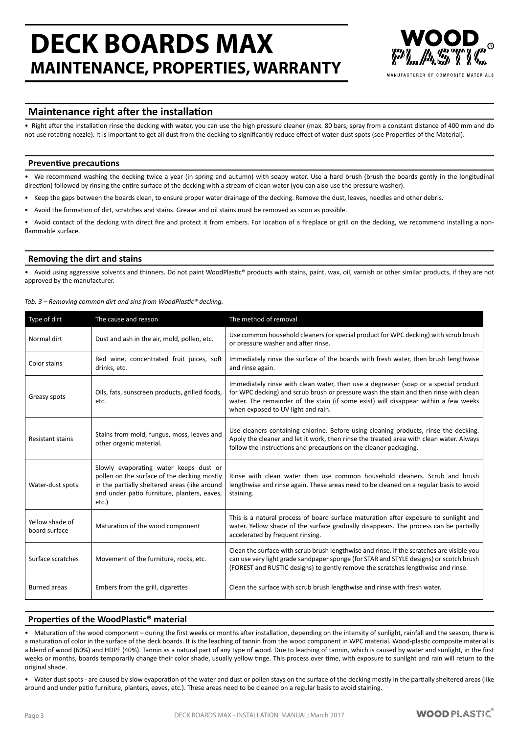# DECK BOARDS MAX
## MAINTENANCE, PROPERTIES, WARRANTY

WOOD PLASTIC®
MANUFACTURER OF COMPOSITE MATERIALS

## Maintenance right after the installation

• Right after the installation rinse the decking with water, you can use the high pressure cleaner (max. 80 bars, spray from a constant distance of 400 mm and do not use rotating nozzle). It is important to get all dust from the decking to significantly reduce effect of water-dust spots (see Properties of the Material).

### Preventive precautions

• We recommend washing the decking twice a year (in spring and autumn) with soapy water. Use a hard brush (brush the boards gently in the longitudinal direction) followed by rinsing the entire surface of the decking with a stream of clean water (you can also use the pressure washer).

• Keep the gaps between the boards clean, to ensure proper water drainage of the decking. Remove the dust, leaves, needles and other debris.

• Avoid the formation of dirt, scratches and stains. Grease and oil stains must be removed as soon as possible.

• Avoid contact of the decking with direct fire and protect it from embers. For location of a fireplace or grill on the decking, we recommend installing a non-flammable surface.

### Removing the dirt and stains

• Avoid using aggressive solvents and thinners. Do not paint WoodPlastic® products with stains, paint, wax, oil, varnish or other similar products, if they are not approved by the manufacturer.

*Tab. 3 – Removing common dirt and sins from WoodPlastic® decking.*

| Type of dirt | The cause and reason | The method of removal |
|---|---|---|
| Normal dirt | Dust and ash in the air, mold, pollen, etc. | Use common household cleaners (or special product for WPC decking) with scrub brush or pressure washer and after rinse. |
| Color stains | Red wine, concentrated fruit juices, soft drinks, etc. | Immediately rinse the surface of the boards with fresh water, then brush lengthwise and rinse again. |
| Greasy spots | Oils, fats, sunscreen products, grilled foods, etc. | Immediately rinse with clean water, then use a degreaser (soap or a special product for WPC decking) and scrub brush or pressure wash the stain and then rinse with clean water. The remainder of the stain (if some exist) will disappear within a few weeks when exposed to UV light and rain. |
| Resistant stains | Stains from mold, fungus, moss, leaves and other organic material. | Use cleaners containing chlorine. Before using cleaning products, rinse the decking. Apply the cleaner and let it work, then rinse the treated area with clean water. Always follow the instructions and precautions on the cleaner packaging. |
| Water-dust spots | Slowly evaporating water keeps dust or pollen on the surface of the decking mostly in the partially sheltered areas (like around and under patio furniture, planters, eaves, etc.) | Rinse with clean water then use common household cleaners. Scrub and brush lengthwise and rinse again. These areas need to be cleaned on a regular basis to avoid staining. |
| Yellow shade of board surface | Maturation of the wood component | This is a natural process of board surface maturation after exposure to sunlight and water. Yellow shade of the surface gradually disappears. The process can be partially accelerated by frequent rinsing. |
| Surface scratches | Movement of the furniture, rocks, etc. | Clean the surface with scrub brush lengthwise and rinse. If the scratches are visible you can use very light grade sandpaper sponge (for STAR and STYLE designs) or scotch brush (FOREST and RUSTIC designs) to gently remove the scratches lengthwise and rinse. |
| Burned areas | Embers from the grill, cigarettes | Clean the surface with scrub brush lengthwise and rinse with fresh water. |

### Properties of the WoodPlastic® material

• Maturation of the wood component – during the first weeks or months after installation, depending on the intensity of sunlight, rainfall and the season, there is a maturation of color in the surface of the deck boards. It is the leaching of tannin from the wood component in WPC material. Wood-plastic composite material is a blend of wood (60%) and HDPE (40%). Tannin as a natural part of any type of wood. Due to leaching of tannin, which is caused by water and sunlight, in the first weeks or months, boards temporarily change their color shade, usually yellow tinge. This process over time, with exposure to sunlight and rain will return to the original shade.

• Water dust spots - are caused by slow evaporation of the water and dust or pollen stays on the surface of the decking mostly in the partially sheltered areas (like around and under patio furniture, planters, eaves, etc.). These areas need to be cleaned on a regular basis to avoid staining.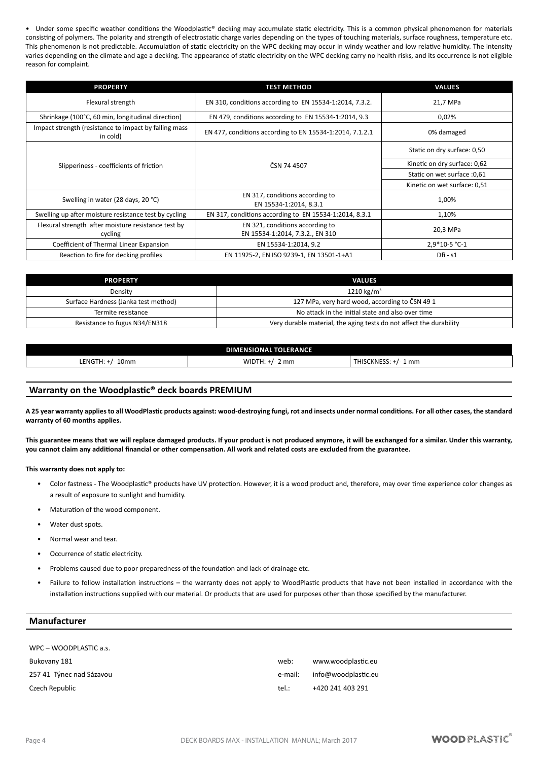• Under some specific weather conditions the Woodplastic® decking may accumulate static electricity. This is a common physical phenomenon for materials consisting of polymers. The polarity and strength of electrostatic charge varies depending on the types of touching materials, surface roughness, temperature etc. This phenomenon is not predictable. Accumulation of static electricity on the WPC decking may occur in windy weather and low relative humidity. The intensity varies depending on the climate and age a decking. The appearance of static electricity on the WPC decking carry no health risks, and its occurrence is not eligible reason for complaint.

| PROPERTY | TEST METHOD | VALUES |
|---|---|---|
| Flexural strength | EN 310, conditions according to EN 15534-1:2014, 7.3.2. | 21,7 MPa |
| Shrinkage (100°C, 60 min, longitudinal direction) | EN 479, conditions according to EN 15534-1:2014, 9.3 | 0,02% |
| Impact strength (resistance to impact by falling mass in cold) | EN 477, conditions according to EN 15534-1:2014, 7.1.2.1 | 0% damaged |
| Slipperiness - coefficients of friction | ČSN 74 4507 | Static on dry surface: 0,50 |
| | | Kinetic on dry surface: 0,62 |
| | | Static on wet surface :0,61 |
| | | Kinetic on wet surface: 0,51 |
| Swelling in water (28 days, 20 °C) | EN 317, conditions according to EN 15534-1:2014, 8.3.1 | 1,00% |
| Swelling up after moisture resistance test by cycling | EN 317, conditions according to EN 15534-1:2014, 8.3.1 | 1,10% |
| Flexural strength after moisture resistance test by cycling | EN 321, conditions according to EN 15534-1:2014, 7.3.2., EN 310 | 20,3 MPa |
| Coefficient of Thermal Linear Expansion | EN 15534-1:2014, 9.2 | 2,9*10-5 °C-1 |
| Reaction to fire for decking profiles | EN 11925-2, EN ISO 9239-1, EN 13501-1+A1 | Dfl - s1 |

| PROPERTY | VALUES |
|---|---|
| Density | 1210 kg/m³ |
| Surface Hardness (Janka test method) | 127 MPa, very hard wood, according to ČSN 49 1 |
| Termite resistance | No attack in the initial state and also over time |
| Resistance to fugus N34/EN318 | Very durable material, the aging tests do not affect the durability |

| DIMENSIONAL TOLERANCE | | |
|---|---|---|
| LENGTH: +/- 10mm | WIDTH: +/- 2 mm | THISCKNESS: +/- 1 mm |

## Warranty on the Woodplastic® deck boards PREMIUM

**A 25 year warranty applies to all WoodPlastic products against: wood-destroying fungi, rot and insects under normal conditions. For all other cases, the standard warranty of 60 months applies.**

**This guarantee means that we will replace damaged products. If your product is not produced anymore, it will be exchanged for a similar. Under this warranty, you cannot claim any additional financial or other compensation. All work and related costs are excluded from the guarantee.**

**This warranty does not apply to:**

- Color fastness - The Woodplastic® products have UV protection. However, it is a wood product and, therefore, may over time experience color changes as a result of exposure to sunlight and humidity.
- Maturation of the wood component.
- Water dust spots.
- Normal wear and tear.
- Occurrence of static electricity.
- Problems caused due to poor preparedness of the foundation and lack of drainage etc.
- Failure to follow installation instructions – the warranty does not apply to WoodPlastic products that have not been installed in accordance with the installation instructions supplied with our material. Or products that are used for purposes other than those specified by the manufacturer.

## Manufacturer

WPC – WOODPLASTIC a.s.
Bukovany 181
257 41 Týnec nad Sázavou
Czech Republic

web: www.woodplastic.eu
e-mail: info@woodplastic.eu
tel.: +420 241 403 291